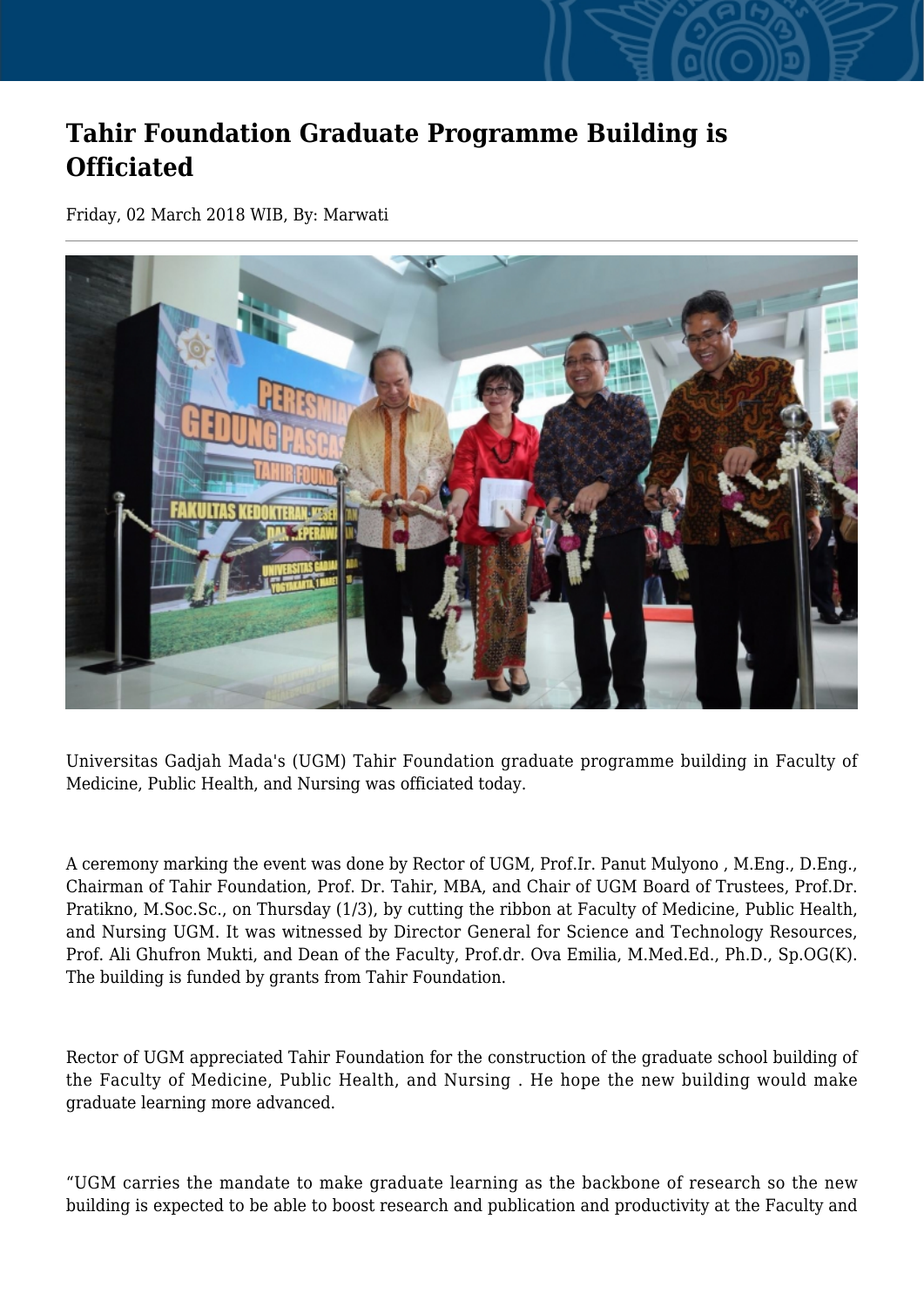# Tahir Foundation Graduate Programme Building is Officiated

Friday, 02 March 2018 WIB, By: Marwati

Universitas Gadjah Mada's (UGM) Tahir Foundation graduate programme building in Faculty of Medicine, Public Health, and Nursing was officiated today.

A ceremony marking the event was done by Rector of UGM, Prof.Ir. Panut Mulyono , M.Eng., D.Eng., Chairman of Tahir Foundation, Prof. Dr. Tahir, MBA, and Chair of UGM Board of Trustees, Prof.Dr. Pratikno, M.Soc.Sc., on Thursday (1/3), by cutting the ribbon at Faculty of Medicine, Public Health, and Nursing UGM. It was witnessed by Director General for Science and Technology Resources, Prof. Ali Ghufron Mukti, and Dean of the Faculty, Prof.dr. Ova Emilia, M.Med.Ed., Ph.D., Sp.OG(K). The building is funded by grants from Tahir Foundation.

Rector of UGM appreciated Tahir Foundation for the construction of the graduate school building of the Faculty of Medicine, Public Health, and Nursing . He hope the new building would make graduate learning more advanced.

“UGM carries the mandate to make graduate learning as the backbone of research so the new building is expected to be able to boost research and publication and productivity at the Faculty and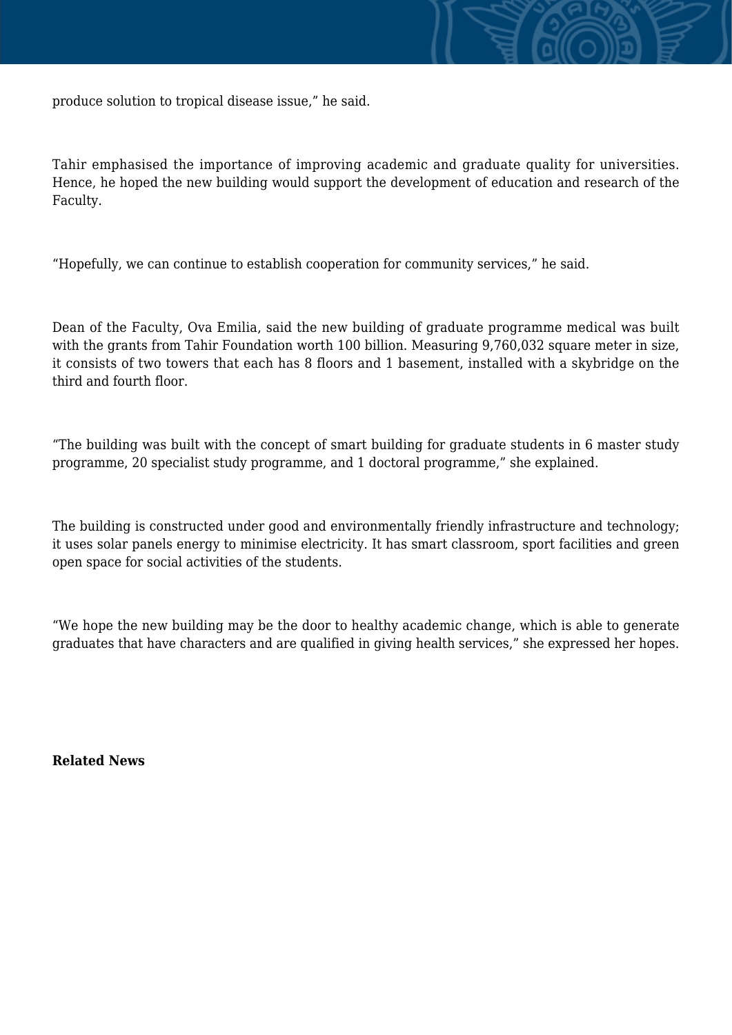produce solution to tropical disease issue," he said.

Tahir emphasised the importance of improving academic and graduate quality for universities. Hence, he hoped the new building would support the development of education and research of the Faculty.

"Hopefully, we can continue to establish cooperation for community services," he said.

Dean of the Faculty, Ova Emilia, said the new building of graduate programme medical was built with the grants from Tahir Foundation worth 100 billion. Measuring 9,760,032 square meter in size, it consists of two towers that each has 8 floors and 1 basement, installed with a skybridge on the third and fourth floor.

"The building was built with the concept of smart building for graduate students in 6 master study programme, 20 specialist study programme, and 1 doctoral programme," she explained.

The building is constructed under good and environmentally friendly infrastructure and technology; it uses solar panels energy to minimise electricity. It has smart classroom, sport facilities and green open space for social activities of the students.

"We hope the new building may be the door to healthy academic change, which is able to generate graduates that have characters and are qualified in giving health services," she expressed her hopes.

**Related News**